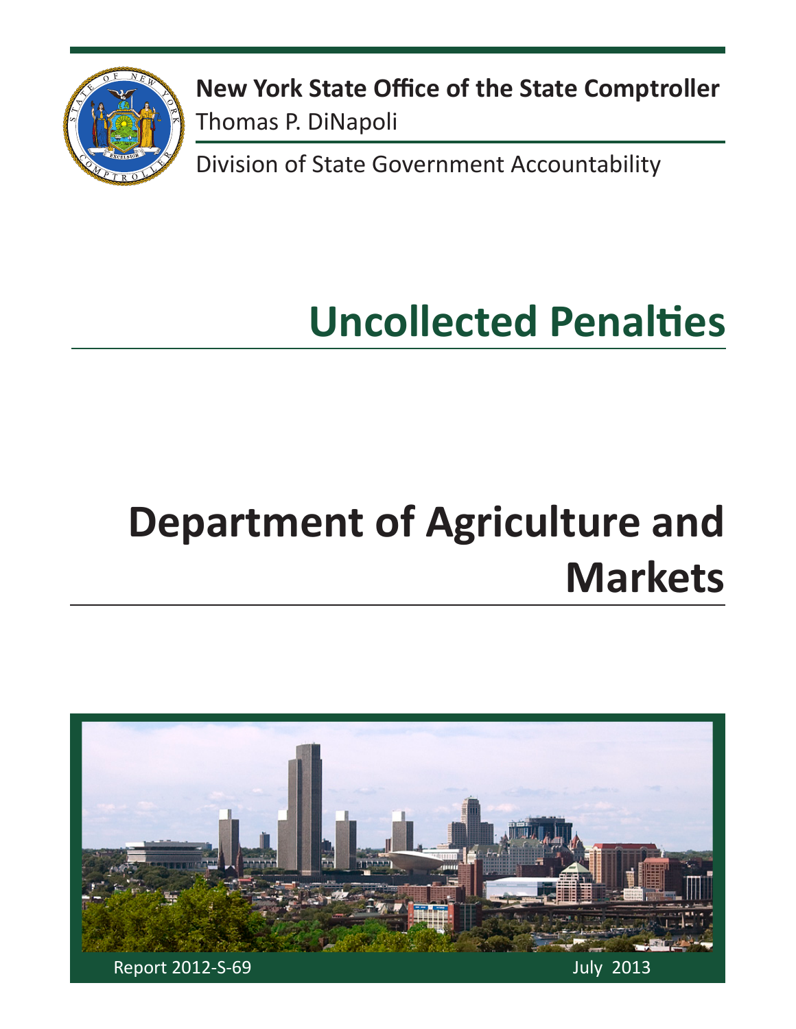**New York State Office of the State Comptroller**
Thomas P. DiNapoli

Division of State Government Accountability

# Uncollected Penalties

# Department of Agriculture and Markets

Report 2012-S-69

July 2013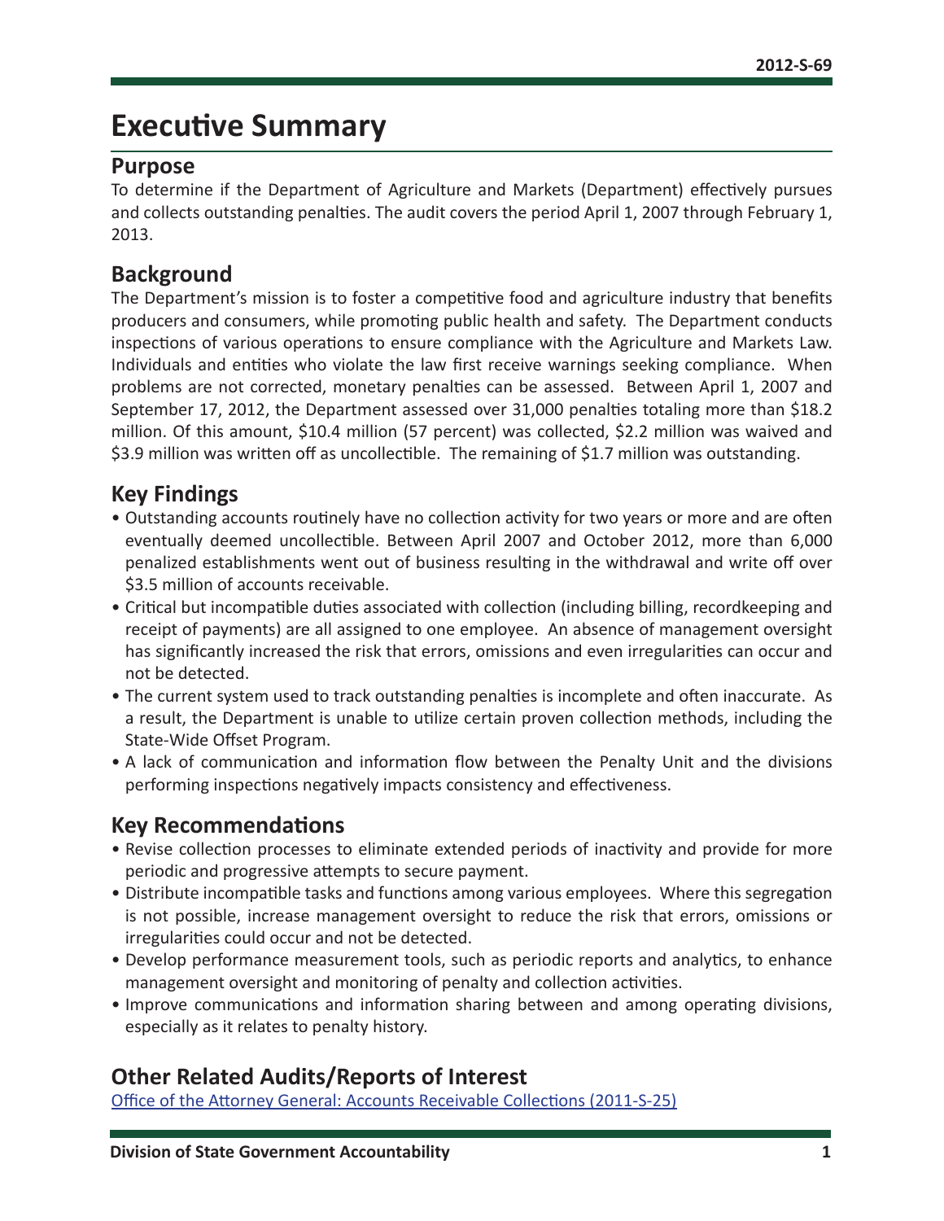# Executive Summary

## Purpose

To determine if the Department of Agriculture and Markets (Department) effectively pursues and collects outstanding penalties. The audit covers the period April 1, 2007 through February 1, 2013.

## Background

The Department's mission is to foster a competitive food and agriculture industry that benefits producers and consumers, while promoting public health and safety. The Department conducts inspections of various operations to ensure compliance with the Agriculture and Markets Law. Individuals and entities who violate the law first receive warnings seeking compliance. When problems are not corrected, monetary penalties can be assessed. Between April 1, 2007 and September 17, 2012, the Department assessed over 31,000 penalties totaling more than $18.2 million. Of this amount, $10.4 million (57 percent) was collected, $2.2 million was waived and $3.9 million was written off as uncollectible. The remaining of $1.7 million was outstanding.

## Key Findings

- Outstanding accounts routinely have no collection activity for two years or more and are often eventually deemed uncollectible. Between April 2007 and October 2012, more than 6,000 penalized establishments went out of business resulting in the withdrawal and write off over $3.5 million of accounts receivable.
- Critical but incompatible duties associated with collection (including billing, recordkeeping and receipt of payments) are all assigned to one employee. An absence of management oversight has significantly increased the risk that errors, omissions and even irregularities can occur and not be detected.
- The current system used to track outstanding penalties is incomplete and often inaccurate. As a result, the Department is unable to utilize certain proven collection methods, including the State-Wide Offset Program.
- A lack of communication and information flow between the Penalty Unit and the divisions performing inspections negatively impacts consistency and effectiveness.

## Key Recommendations

- Revise collection processes to eliminate extended periods of inactivity and provide for more periodic and progressive attempts to secure payment.
- Distribute incompatible tasks and functions among various employees. Where this segregation is not possible, increase management oversight to reduce the risk that errors, omissions or irregularities could occur and not be detected.
- Develop performance measurement tools, such as periodic reports and analytics, to enhance management oversight and monitoring of penalty and collection activities.
- Improve communications and information sharing between and among operating divisions, especially as it relates to penalty history.

## Other Related Audits/Reports of Interest

Office of the Attorney General: Accounts Receivable Collections (2011-S-25)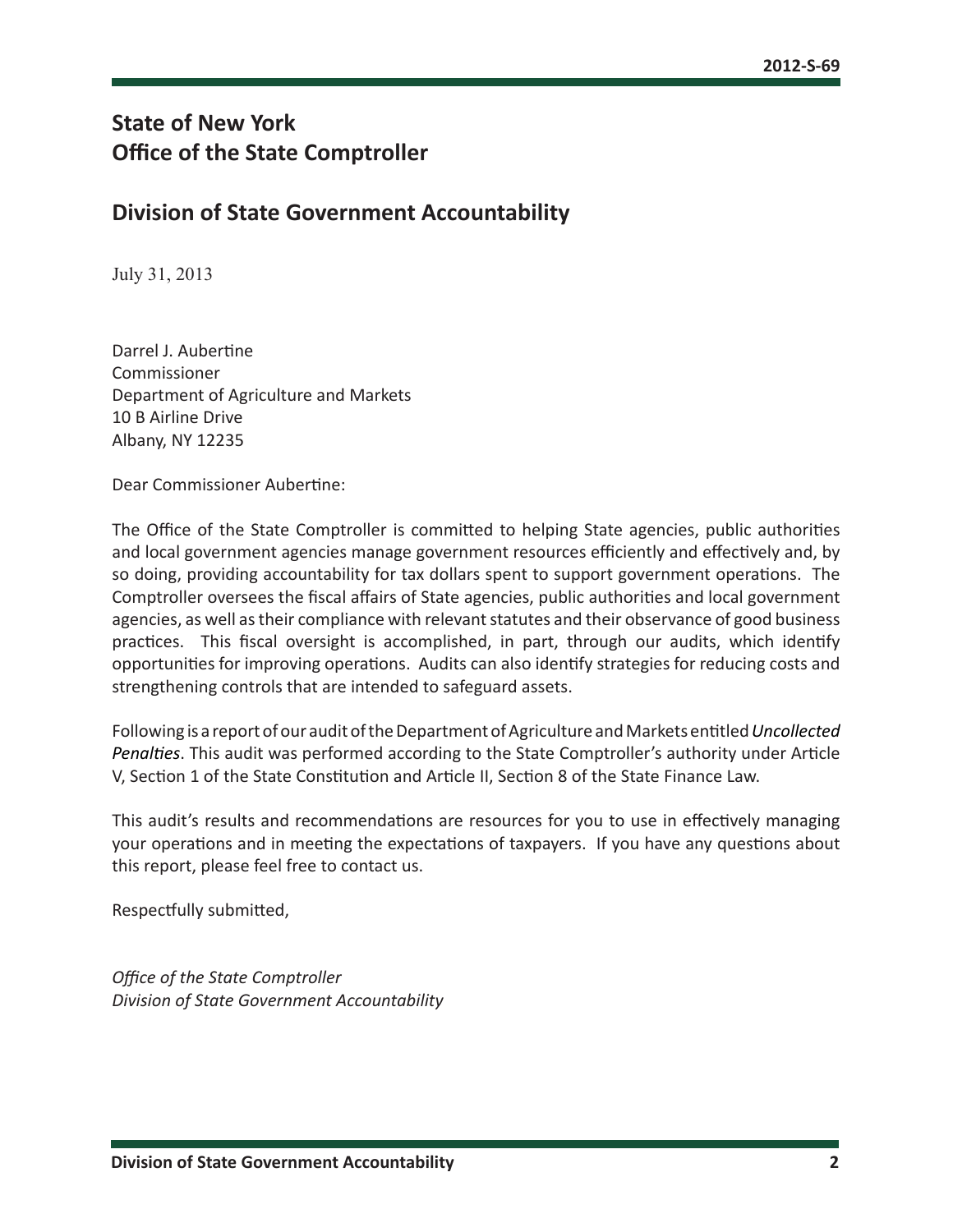# State of New York
# Office of the State Comptroller

## Division of State Government Accountability

July 31, 2013

Darrel J. Aubertine
Commissioner
Department of Agriculture and Markets
10 B Airline Drive
Albany, NY 12235

Dear Commissioner Aubertine:

The Office of the State Comptroller is committed to helping State agencies, public authorities and local government agencies manage government resources efficiently and effectively and, by so doing, providing accountability for tax dollars spent to support government operations. The Comptroller oversees the fiscal affairs of State agencies, public authorities and local government agencies, as well as their compliance with relevant statutes and their observance of good business practices. This fiscal oversight is accomplished, in part, through our audits, which identify opportunities for improving operations. Audits can also identify strategies for reducing costs and strengthening controls that are intended to safeguard assets.

Following is a report of our audit of the Department of Agriculture and Markets entitled *Uncollected Penalties*. This audit was performed according to the State Comptroller's authority under Article V, Section 1 of the State Constitution and Article II, Section 8 of the State Finance Law.

This audit's results and recommendations are resources for you to use in effectively managing your operations and in meeting the expectations of taxpayers. If you have any questions about this report, please feel free to contact us.

Respectfully submitted,

*Office of the State Comptroller*
*Division of State Government Accountability*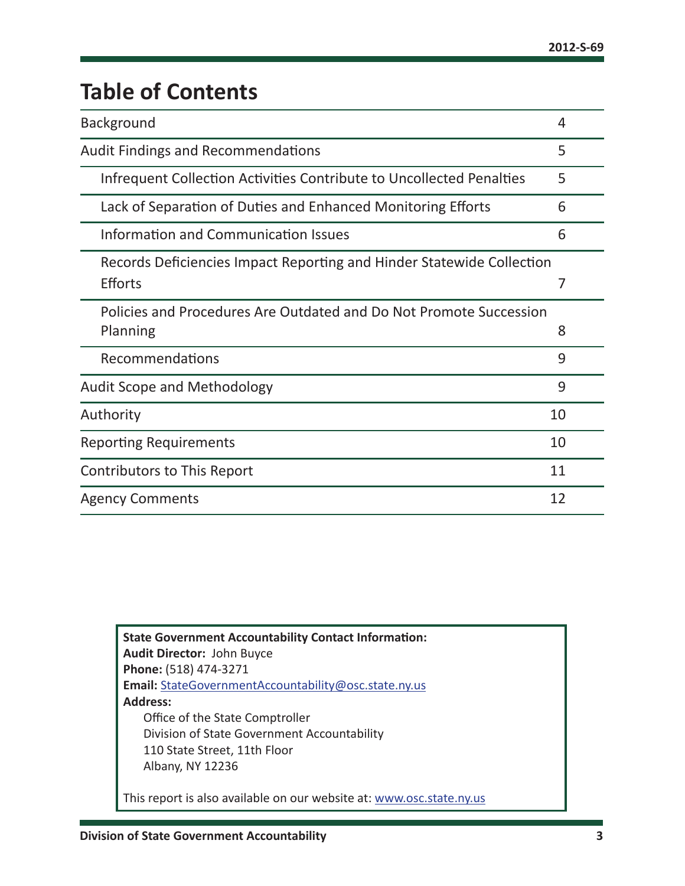# Table of Contents

| | |
|---|---|
| Background | 4 |
| Audit Findings and Recommendations | 5 |
| Infrequent Collection Activities Contribute to Uncollected Penalties | 5 |
| Lack of Separation of Duties and Enhanced Monitoring Efforts | 6 |
| Information and Communication Issues | 6 |
| Records Deficiencies Impact Reporting and Hinder Statewide Collection Efforts | 7 |
| Policies and Procedures Are Outdated and Do Not Promote Succession Planning | 8 |
| Recommendations | 9 |
| Audit Scope and Methodology | 9 |
| Authority | 10 |
| Reporting Requirements | 10 |
| Contributors to This Report | 11 |
| Agency Comments | 12 |

**State Government Accountability Contact Information:**
**Audit Director:** John Buyce
**Phone:** (518) 474-3271
**Email:** StateGovernmentAccountability@osc.state.ny.us
**Address:**
Office of the State Comptroller
Division of State Government Accountability
110 State Street, 11th Floor
Albany, NY 12236

This report is also available on our website at: www.osc.state.ny.us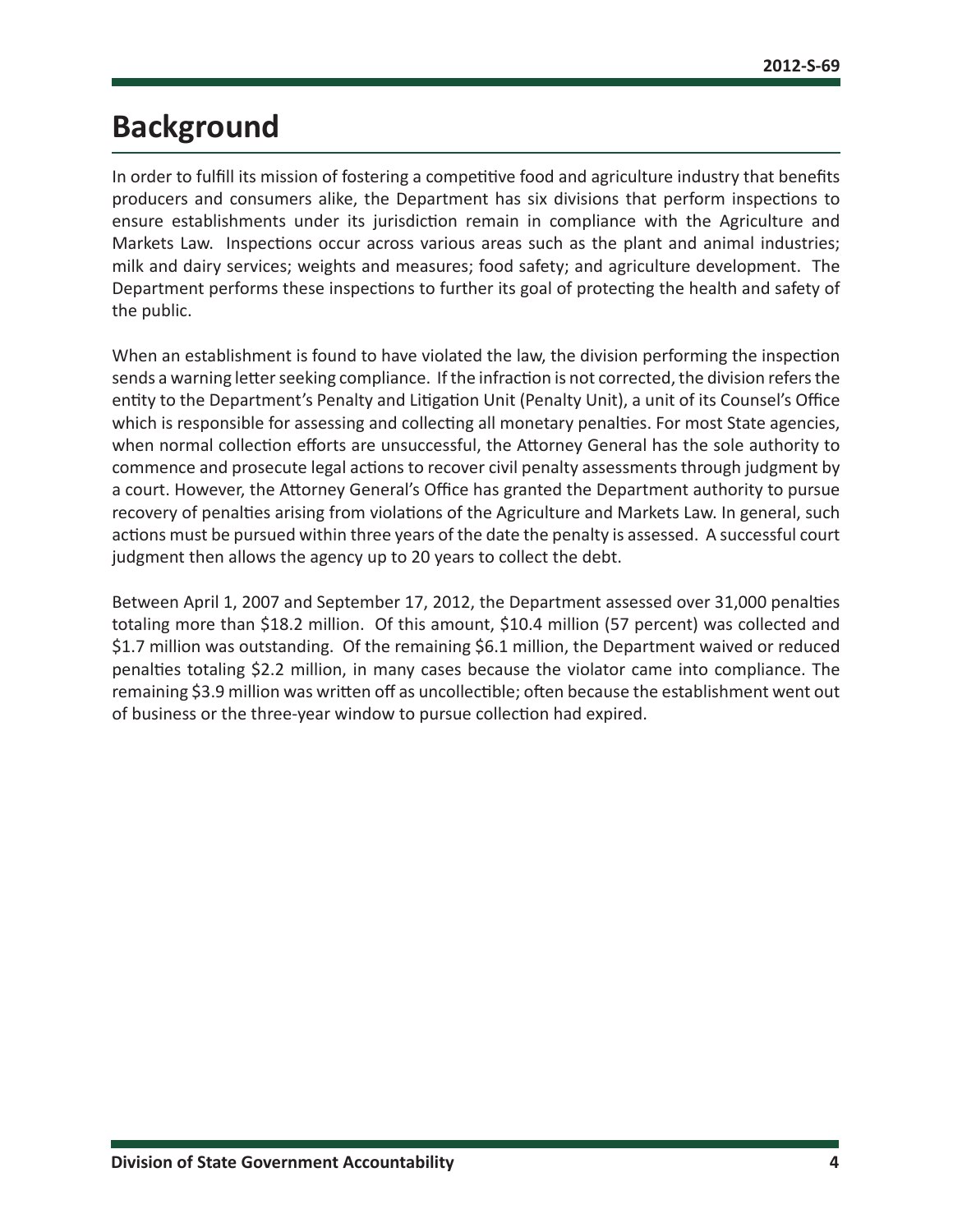# Background

In order to fulfill its mission of fostering a competitive food and agriculture industry that benefits producers and consumers alike, the Department has six divisions that perform inspections to ensure establishments under its jurisdiction remain in compliance with the Agriculture and Markets Law. Inspections occur across various areas such as the plant and animal industries; milk and dairy services; weights and measures; food safety; and agriculture development. The Department performs these inspections to further its goal of protecting the health and safety of the public.

When an establishment is found to have violated the law, the division performing the inspection sends a warning letter seeking compliance. If the infraction is not corrected, the division refers the entity to the Department's Penalty and Litigation Unit (Penalty Unit), a unit of its Counsel's Office which is responsible for assessing and collecting all monetary penalties. For most State agencies, when normal collection efforts are unsuccessful, the Attorney General has the sole authority to commence and prosecute legal actions to recover civil penalty assessments through judgment by a court. However, the Attorney General's Office has granted the Department authority to pursue recovery of penalties arising from violations of the Agriculture and Markets Law. In general, such actions must be pursued within three years of the date the penalty is assessed. A successful court judgment then allows the agency up to 20 years to collect the debt.

Between April 1, 2007 and September 17, 2012, the Department assessed over 31,000 penalties totaling more than \$18.2 million. Of this amount, \$10.4 million (57 percent) was collected and \$1.7 million was outstanding. Of the remaining \$6.1 million, the Department waived or reduced penalties totaling \$2.2 million, in many cases because the violator came into compliance. The remaining \$3.9 million was written off as uncollectible; often because the establishment went out of business or the three-year window to pursue collection had expired.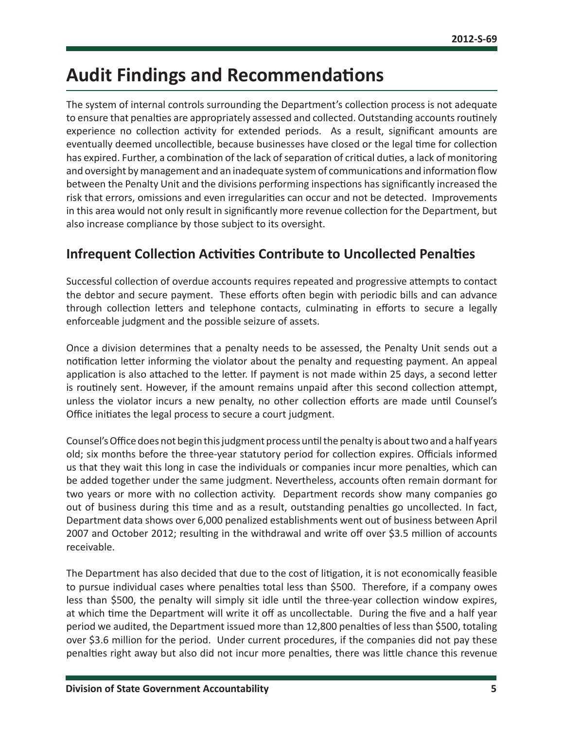# Audit Findings and Recommendations

The system of internal controls surrounding the Department's collection process is not adequate to ensure that penalties are appropriately assessed and collected. Outstanding accounts routinely experience no collection activity for extended periods. As a result, significant amounts are eventually deemed uncollectible, because businesses have closed or the legal time for collection has expired. Further, a combination of the lack of separation of critical duties, a lack of monitoring and oversight by management and an inadequate system of communications and information flow between the Penalty Unit and the divisions performing inspections has significantly increased the risk that errors, omissions and even irregularities can occur and not be detected. Improvements in this area would not only result in significantly more revenue collection for the Department, but also increase compliance by those subject to its oversight.

## Infrequent Collection Activities Contribute to Uncollected Penalties

Successful collection of overdue accounts requires repeated and progressive attempts to contact the debtor and secure payment. These efforts often begin with periodic bills and can advance through collection letters and telephone contacts, culminating in efforts to secure a legally enforceable judgment and the possible seizure of assets.

Once a division determines that a penalty needs to be assessed, the Penalty Unit sends out a notification letter informing the violator about the penalty and requesting payment. An appeal application is also attached to the letter. If payment is not made within 25 days, a second letter is routinely sent. However, if the amount remains unpaid after this second collection attempt, unless the violator incurs a new penalty, no other collection efforts are made until Counsel's Office initiates the legal process to secure a court judgment.

Counsel's Office does not begin this judgment process until the penalty is about two and a half years old; six months before the three-year statutory period for collection expires. Officials informed us that they wait this long in case the individuals or companies incur more penalties, which can be added together under the same judgment. Nevertheless, accounts often remain dormant for two years or more with no collection activity. Department records show many companies go out of business during this time and as a result, outstanding penalties go uncollected. In fact, Department data shows over 6,000 penalized establishments went out of business between April 2007 and October 2012; resulting in the withdrawal and write off over $3.5 million of accounts receivable.

The Department has also decided that due to the cost of litigation, it is not economically feasible to pursue individual cases where penalties total less than $500. Therefore, if a company owes less than $500, the penalty will simply sit idle until the three-year collection window expires, at which time the Department will write it off as uncollectable. During the five and a half year period we audited, the Department issued more than 12,800 penalties of less than $500, totaling over $3.6 million for the period. Under current procedures, if the companies did not pay these penalties right away but also did not incur more penalties, there was little chance this revenue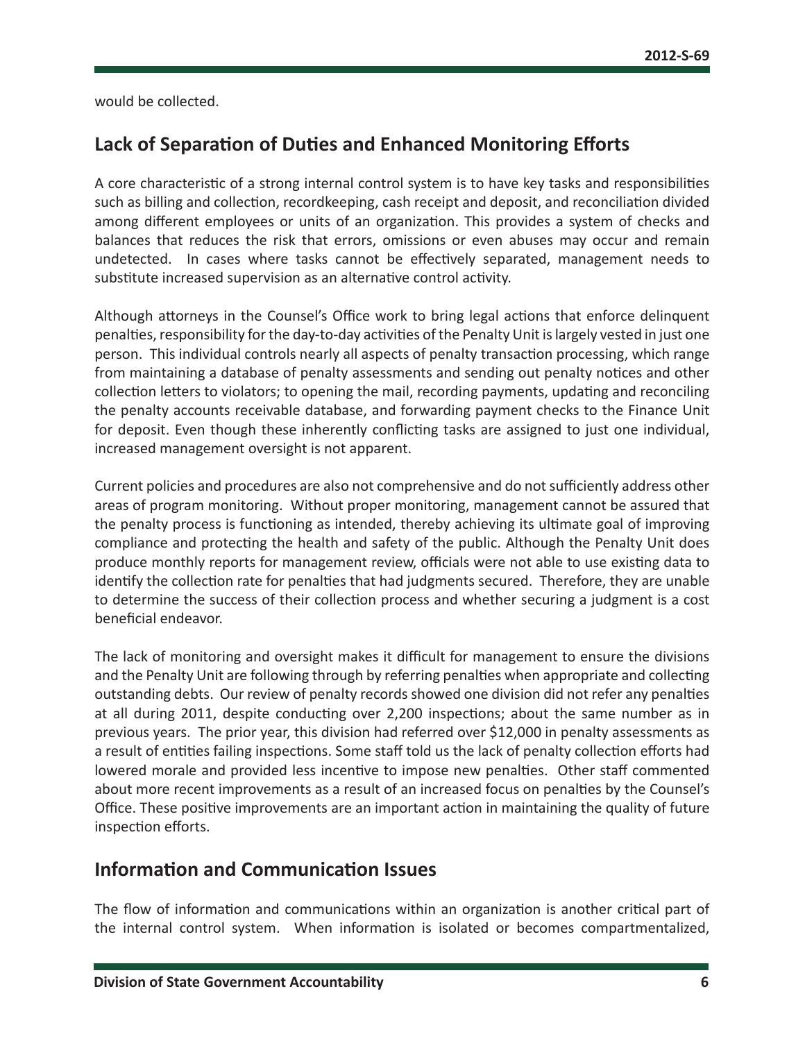would be collected.

## Lack of Separation of Duties and Enhanced Monitoring Efforts

A core characteristic of a strong internal control system is to have key tasks and responsibilities such as billing and collection, recordkeeping, cash receipt and deposit, and reconciliation divided among different employees or units of an organization. This provides a system of checks and balances that reduces the risk that errors, omissions or even abuses may occur and remain undetected. In cases where tasks cannot be effectively separated, management needs to substitute increased supervision as an alternative control activity.

Although attorneys in the Counsel's Office work to bring legal actions that enforce delinquent penalties, responsibility for the day-to-day activities of the Penalty Unit is largely vested in just one person. This individual controls nearly all aspects of penalty transaction processing, which range from maintaining a database of penalty assessments and sending out penalty notices and other collection letters to violators; to opening the mail, recording payments, updating and reconciling the penalty accounts receivable database, and forwarding payment checks to the Finance Unit for deposit. Even though these inherently conflicting tasks are assigned to just one individual, increased management oversight is not apparent.

Current policies and procedures are also not comprehensive and do not sufficiently address other areas of program monitoring. Without proper monitoring, management cannot be assured that the penalty process is functioning as intended, thereby achieving its ultimate goal of improving compliance and protecting the health and safety of the public. Although the Penalty Unit does produce monthly reports for management review, officials were not able to use existing data to identify the collection rate for penalties that had judgments secured. Therefore, they are unable to determine the success of their collection process and whether securing a judgment is a cost beneficial endeavor.

The lack of monitoring and oversight makes it difficult for management to ensure the divisions and the Penalty Unit are following through by referring penalties when appropriate and collecting outstanding debts. Our review of penalty records showed one division did not refer any penalties at all during 2011, despite conducting over 2,200 inspections; about the same number as in previous years. The prior year, this division had referred over $12,000 in penalty assessments as a result of entities failing inspections. Some staff told us the lack of penalty collection efforts had lowered morale and provided less incentive to impose new penalties. Other staff commented about more recent improvements as a result of an increased focus on penalties by the Counsel's Office. These positive improvements are an important action in maintaining the quality of future inspection efforts.

## Information and Communication Issues

The flow of information and communications within an organization is another critical part of the internal control system. When information is isolated or becomes compartmentalized,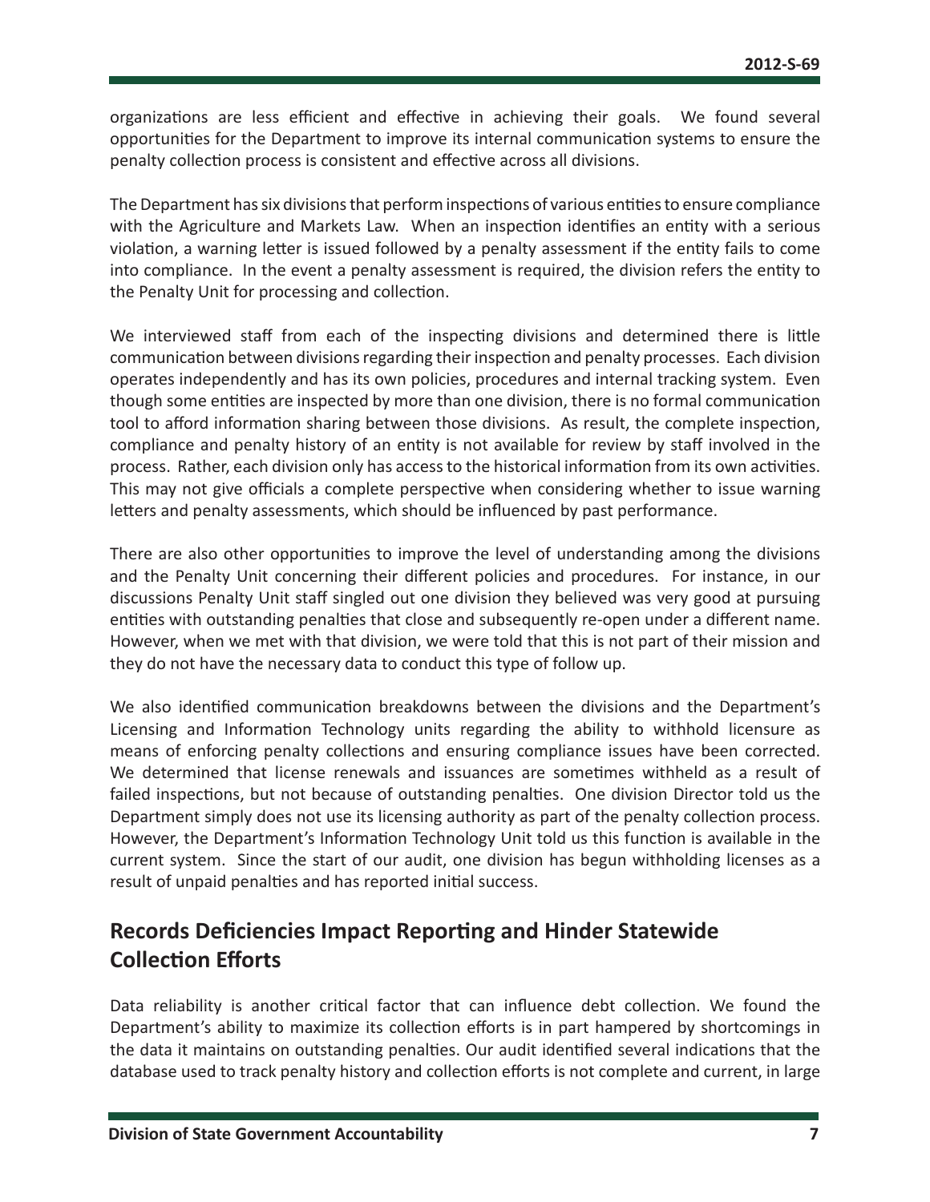organizations are less efficient and effective in achieving their goals. We found several opportunities for the Department to improve its internal communication systems to ensure the penalty collection process is consistent and effective across all divisions.

The Department has six divisions that perform inspections of various entities to ensure compliance with the Agriculture and Markets Law. When an inspection identifies an entity with a serious violation, a warning letter is issued followed by a penalty assessment if the entity fails to come into compliance. In the event a penalty assessment is required, the division refers the entity to the Penalty Unit for processing and collection.

We interviewed staff from each of the inspecting divisions and determined there is little communication between divisions regarding their inspection and penalty processes. Each division operates independently and has its own policies, procedures and internal tracking system. Even though some entities are inspected by more than one division, there is no formal communication tool to afford information sharing between those divisions. As result, the complete inspection, compliance and penalty history of an entity is not available for review by staff involved in the process. Rather, each division only has access to the historical information from its own activities. This may not give officials a complete perspective when considering whether to issue warning letters and penalty assessments, which should be influenced by past performance.

There are also other opportunities to improve the level of understanding among the divisions and the Penalty Unit concerning their different policies and procedures. For instance, in our discussions Penalty Unit staff singled out one division they believed was very good at pursuing entities with outstanding penalties that close and subsequently re-open under a different name. However, when we met with that division, we were told that this is not part of their mission and they do not have the necessary data to conduct this type of follow up.

We also identified communication breakdowns between the divisions and the Department's Licensing and Information Technology units regarding the ability to withhold licensure as means of enforcing penalty collections and ensuring compliance issues have been corrected. We determined that license renewals and issuances are sometimes withheld as a result of failed inspections, but not because of outstanding penalties. One division Director told us the Department simply does not use its licensing authority as part of the penalty collection process. However, the Department's Information Technology Unit told us this function is available in the current system. Since the start of our audit, one division has begun withholding licenses as a result of unpaid penalties and has reported initial success.

## Records Deficiencies Impact Reporting and Hinder Statewide Collection Efforts

Data reliability is another critical factor that can influence debt collection. We found the Department's ability to maximize its collection efforts is in part hampered by shortcomings in the data it maintains on outstanding penalties. Our audit identified several indications that the database used to track penalty history and collection efforts is not complete and current, in large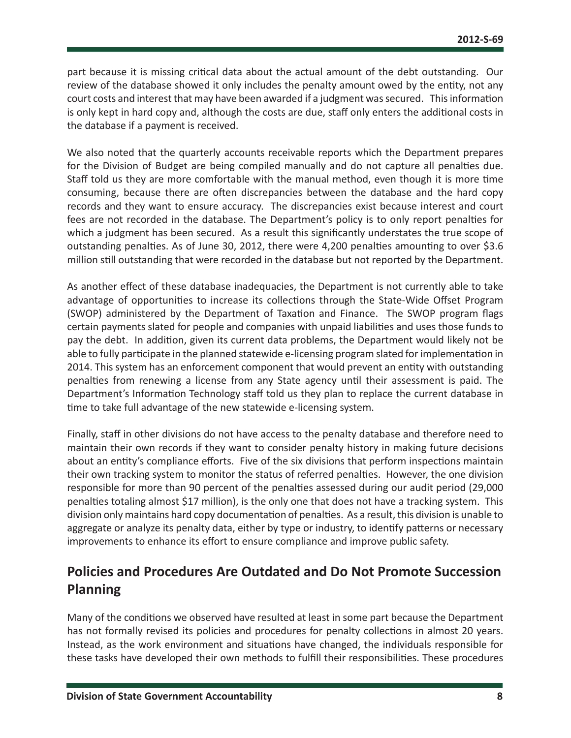part because it is missing critical data about the actual amount of the debt outstanding. Our review of the database showed it only includes the penalty amount owed by the entity, not any court costs and interest that may have been awarded if a judgment was secured. This information is only kept in hard copy and, although the costs are due, staff only enters the additional costs in the database if a payment is received.

We also noted that the quarterly accounts receivable reports which the Department prepares for the Division of Budget are being compiled manually and do not capture all penalties due. Staff told us they are more comfortable with the manual method, even though it is more time consuming, because there are often discrepancies between the database and the hard copy records and they want to ensure accuracy. The discrepancies exist because interest and court fees are not recorded in the database. The Department's policy is to only report penalties for which a judgment has been secured. As a result this significantly understates the true scope of outstanding penalties. As of June 30, 2012, there were 4,200 penalties amounting to over $3.6 million still outstanding that were recorded in the database but not reported by the Department.

As another effect of these database inadequacies, the Department is not currently able to take advantage of opportunities to increase its collections through the State-Wide Offset Program (SWOP) administered by the Department of Taxation and Finance. The SWOP program flags certain payments slated for people and companies with unpaid liabilities and uses those funds to pay the debt. In addition, given its current data problems, the Department would likely not be able to fully participate in the planned statewide e-licensing program slated for implementation in 2014. This system has an enforcement component that would prevent an entity with outstanding penalties from renewing a license from any State agency until their assessment is paid. The Department's Information Technology staff told us they plan to replace the current database in time to take full advantage of the new statewide e-licensing system.

Finally, staff in other divisions do not have access to the penalty database and therefore need to maintain their own records if they want to consider penalty history in making future decisions about an entity's compliance efforts. Five of the six divisions that perform inspections maintain their own tracking system to monitor the status of referred penalties. However, the one division responsible for more than 90 percent of the penalties assessed during our audit period (29,000 penalties totaling almost $17 million), is the only one that does not have a tracking system. This division only maintains hard copy documentation of penalties. As a result, this division is unable to aggregate or analyze its penalty data, either by type or industry, to identify patterns or necessary improvements to enhance its effort to ensure compliance and improve public safety.

## Policies and Procedures Are Outdated and Do Not Promote Succession Planning

Many of the conditions we observed have resulted at least in some part because the Department has not formally revised its policies and procedures for penalty collections in almost 20 years. Instead, as the work environment and situations have changed, the individuals responsible for these tasks have developed their own methods to fulfill their responsibilities. These procedures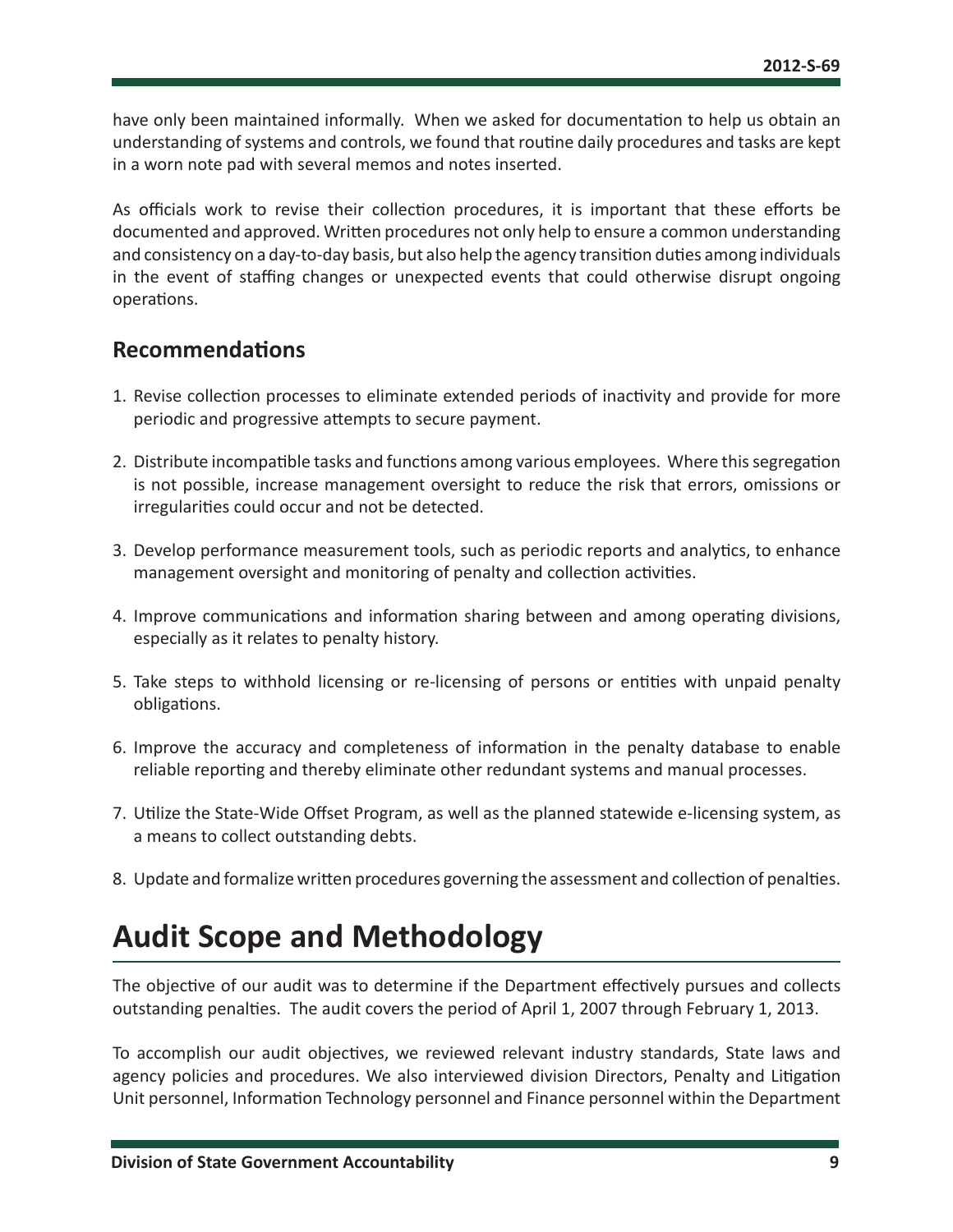have only been maintained informally. When we asked for documentation to help us obtain an understanding of systems and controls, we found that routine daily procedures and tasks are kept in a worn note pad with several memos and notes inserted.

As officials work to revise their collection procedures, it is important that these efforts be documented and approved. Written procedures not only help to ensure a common understanding and consistency on a day-to-day basis, but also help the agency transition duties among individuals in the event of staffing changes or unexpected events that could otherwise disrupt ongoing operations.

## Recommendations

1. Revise collection processes to eliminate extended periods of inactivity and provide for more periodic and progressive attempts to secure payment.

2. Distribute incompatible tasks and functions among various employees. Where this segregation is not possible, increase management oversight to reduce the risk that errors, omissions or irregularities could occur and not be detected.

3. Develop performance measurement tools, such as periodic reports and analytics, to enhance management oversight and monitoring of penalty and collection activities.

4. Improve communications and information sharing between and among operating divisions, especially as it relates to penalty history.

5. Take steps to withhold licensing or re-licensing of persons or entities with unpaid penalty obligations.

6. Improve the accuracy and completeness of information in the penalty database to enable reliable reporting and thereby eliminate other redundant systems and manual processes.

7. Utilize the State-Wide Offset Program, as well as the planned statewide e-licensing system, as a means to collect outstanding debts.

8. Update and formalize written procedures governing the assessment and collection of penalties.

# Audit Scope and Methodology

The objective of our audit was to determine if the Department effectively pursues and collects outstanding penalties. The audit covers the period of April 1, 2007 through February 1, 2013.

To accomplish our audit objectives, we reviewed relevant industry standards, State laws and agency policies and procedures. We also interviewed division Directors, Penalty and Litigation Unit personnel, Information Technology personnel and Finance personnel within the Department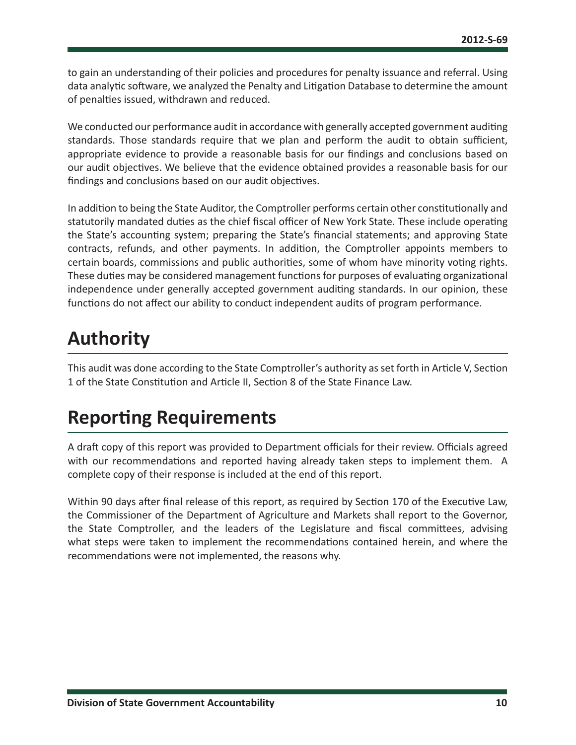to gain an understanding of their policies and procedures for penalty issuance and referral. Using data analytic software, we analyzed the Penalty and Litigation Database to determine the amount of penalties issued, withdrawn and reduced.

We conducted our performance audit in accordance with generally accepted government auditing standards. Those standards require that we plan and perform the audit to obtain sufficient, appropriate evidence to provide a reasonable basis for our findings and conclusions based on our audit objectives. We believe that the evidence obtained provides a reasonable basis for our findings and conclusions based on our audit objectives.

In addition to being the State Auditor, the Comptroller performs certain other constitutionally and statutorily mandated duties as the chief fiscal officer of New York State. These include operating the State's accounting system; preparing the State's financial statements; and approving State contracts, refunds, and other payments. In addition, the Comptroller appoints members to certain boards, commissions and public authorities, some of whom have minority voting rights. These duties may be considered management functions for purposes of evaluating organizational independence under generally accepted government auditing standards. In our opinion, these functions do not affect our ability to conduct independent audits of program performance.

# Authority

This audit was done according to the State Comptroller's authority as set forth in Article V, Section 1 of the State Constitution and Article II, Section 8 of the State Finance Law.

# Reporting Requirements

A draft copy of this report was provided to Department officials for their review. Officials agreed with our recommendations and reported having already taken steps to implement them. A complete copy of their response is included at the end of this report.

Within 90 days after final release of this report, as required by Section 170 of the Executive Law, the Commissioner of the Department of Agriculture and Markets shall report to the Governor, the State Comptroller, and the leaders of the Legislature and fiscal committees, advising what steps were taken to implement the recommendations contained herein, and where the recommendations were not implemented, the reasons why.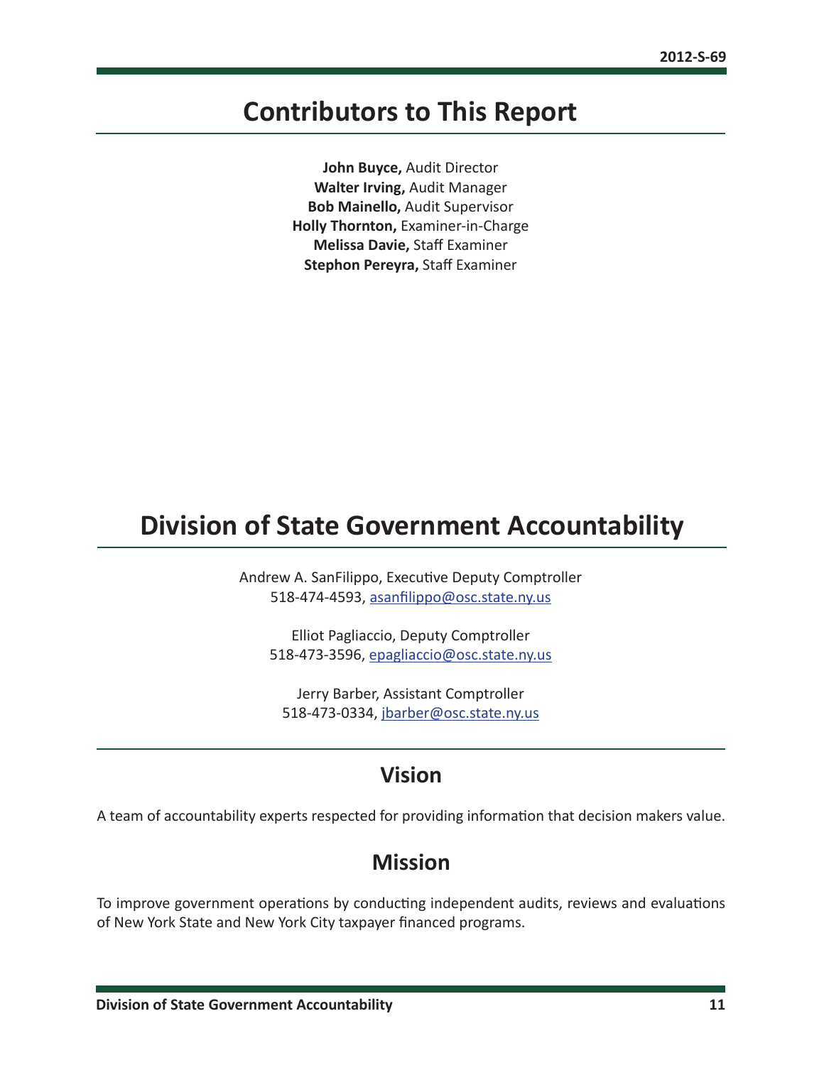# Contributors to This Report

**John Buyce,** Audit Director
**Walter Irving,** Audit Manager
**Bob Mainello,** Audit Supervisor
**Holly Thornton,** Examiner-in-Charge
**Melissa Davie,** Staff Examiner
**Stephon Pereyra,** Staff Examiner

# Division of State Government Accountability

Andrew A. SanFilippo, Executive Deputy Comptroller
518-474-4593, asanfilippo@osc.state.ny.us

Elliot Pagliaccio, Deputy Comptroller
518-473-3596, epagliaccio@osc.state.ny.us

Jerry Barber, Assistant Comptroller
518-473-0334, jbarber@osc.state.ny.us

## Vision

A team of accountability experts respected for providing information that decision makers value.

## Mission

To improve government operations by conducting independent audits, reviews and evaluations of New York State and New York City taxpayer financed programs.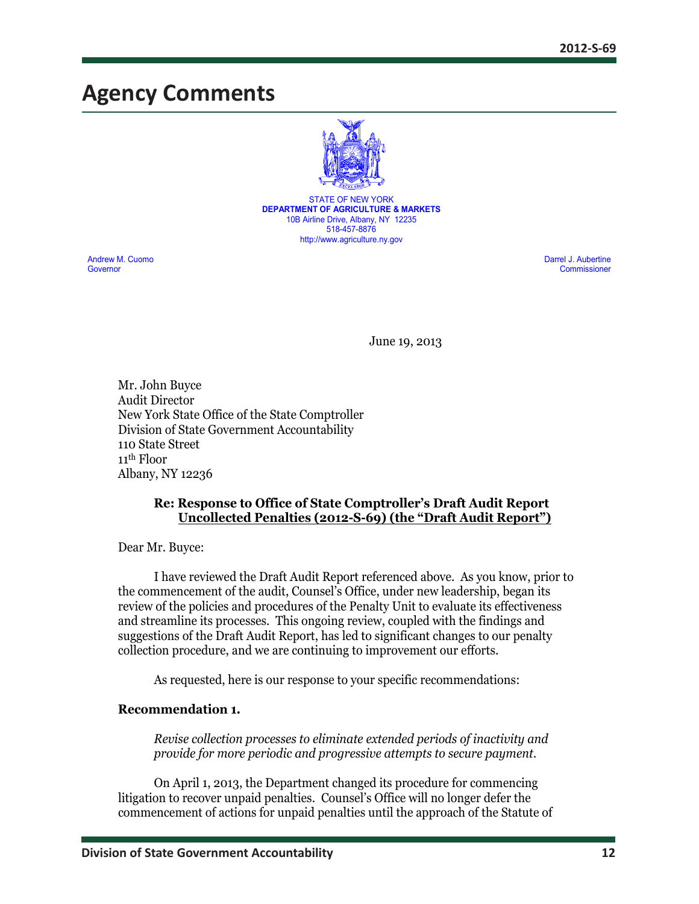# Agency Comments

STATE OF NEW YORK
**DEPARTMENT OF AGRICULTURE & MARKETS**
10B Airline Drive, Albany, NY 12235
518-457-8876
http://www.agriculture.ny.gov

Andrew M. Cuomo
Governor

Darrel J. Aubertine
Commissioner

June 19, 2013

Mr. John Buyce
Audit Director
New York State Office of the State Comptroller
Division of State Government Accountability
110 State Street
11th Floor
Albany, NY 12236

**Re: Response to Office of State Comptroller's Draft Audit Report Uncollected Penalties (2012-S-69) (the "Draft Audit Report")**

Dear Mr. Buyce:

I have reviewed the Draft Audit Report referenced above. As you know, prior to the commencement of the audit, Counsel's Office, under new leadership, began its review of the policies and procedures of the Penalty Unit to evaluate its effectiveness and streamline its processes. This ongoing review, coupled with the findings and suggestions of the Draft Audit Report, has led to significant changes to our penalty collection procedure, and we are continuing to improvement our efforts.

As requested, here is our response to your specific recommendations:

**Recommendation 1.**

*Revise collection processes to eliminate extended periods of inactivity and provide for more periodic and progressive attempts to secure payment.*

On April 1, 2013, the Department changed its procedure for commencing litigation to recover unpaid penalties. Counsel's Office will no longer defer the commencement of actions for unpaid penalties until the approach of the Statute of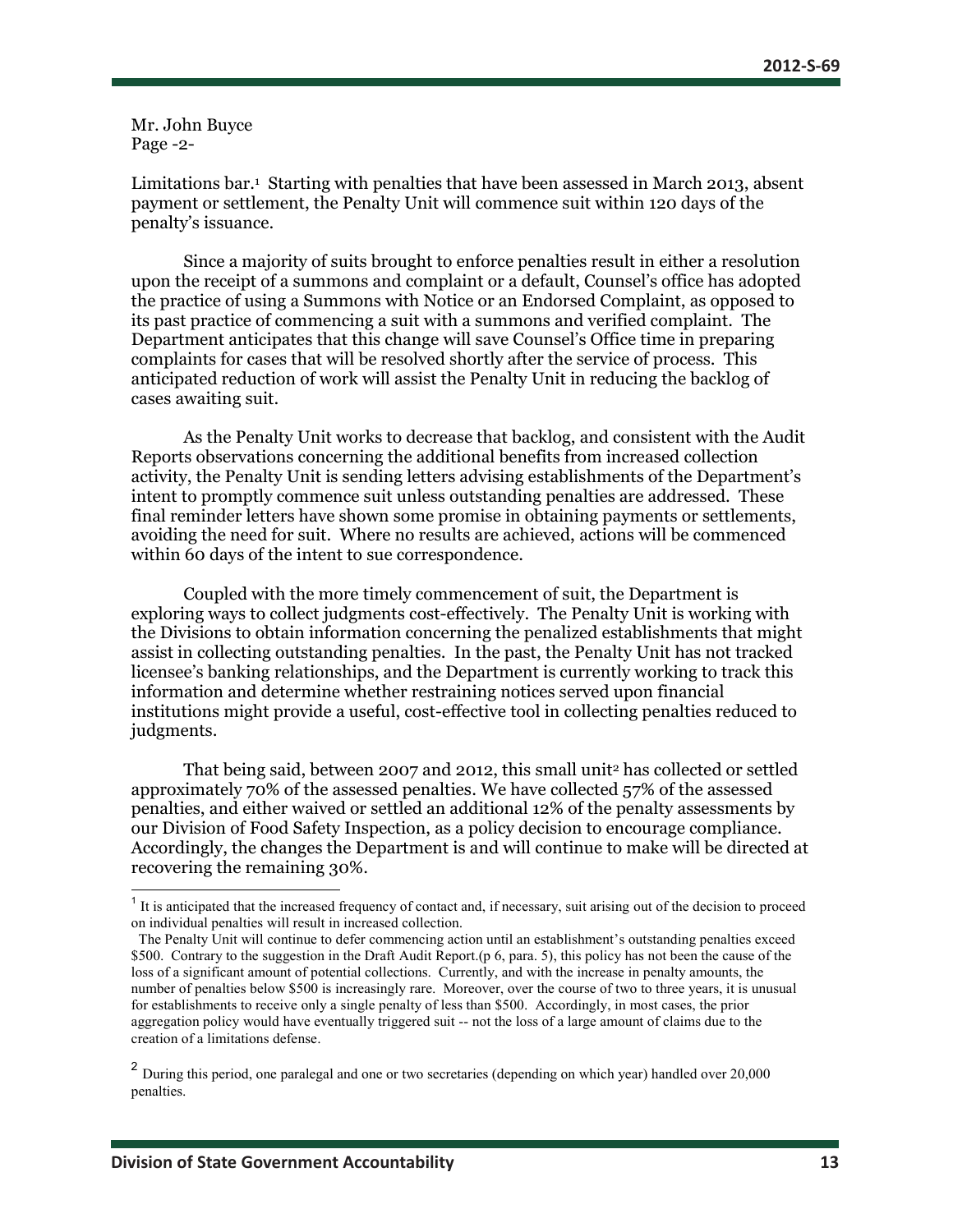Mr. John Buyce
Page -2-

Limitations bar.[1] Starting with penalties that have been assessed in March 2013, absent payment or settlement, the Penalty Unit will commence suit within 120 days of the penalty's issuance.

Since a majority of suits brought to enforce penalties result in either a resolution upon the receipt of a summons and complaint or a default, Counsel's office has adopted the practice of using a Summons with Notice or an Endorsed Complaint, as opposed to its past practice of commencing a suit with a summons and verified complaint. The Department anticipates that this change will save Counsel's Office time in preparing complaints for cases that will be resolved shortly after the service of process. This anticipated reduction of work will assist the Penalty Unit in reducing the backlog of cases awaiting suit.

As the Penalty Unit works to decrease that backlog, and consistent with the Audit Reports observations concerning the additional benefits from increased collection activity, the Penalty Unit is sending letters advising establishments of the Department's intent to promptly commence suit unless outstanding penalties are addressed. These final reminder letters have shown some promise in obtaining payments or settlements, avoiding the need for suit. Where no results are achieved, actions will be commenced within 60 days of the intent to sue correspondence.

Coupled with the more timely commencement of suit, the Department is exploring ways to collect judgments cost-effectively. The Penalty Unit is working with the Divisions to obtain information concerning the penalized establishments that might assist in collecting outstanding penalties. In the past, the Penalty Unit has not tracked licensee's banking relationships, and the Department is currently working to track this information and determine whether restraining notices served upon financial institutions might provide a useful, cost-effective tool in collecting penalties reduced to judgments.

That being said, between 2007 and 2012, this small unit[2] has collected or settled approximately 70% of the assessed penalties. We have collected 57% of the assessed penalties, and either waived or settled an additional 12% of the penalty assessments by our Division of Food Safety Inspection, as a policy decision to encourage compliance. Accordingly, the changes the Department is and will continue to make will be directed at recovering the remaining 30%.

---

[1] It is anticipated that the increased frequency of contact and, if necessary, suit arising out of the decision to proceed on individual penalties will result in increased collection.

The Penalty Unit will continue to defer commencing action until an establishment's outstanding penalties exceed $500. Contrary to the suggestion in the Draft Audit Report.(p 6, para. 5), this policy has not been the cause of the loss of a significant amount of potential collections. Currently, and with the increase in penalty amounts, the number of penalties below $500 is increasingly rare. Moreover, over the course of two to three years, it is unusual for establishments to receive only a single penalty of less than $500. Accordingly, in most cases, the prior aggregation policy would have eventually triggered suit -- not the loss of a large amount of claims due to the creation of a limitations defense.

[2] During this period, one paralegal and one or two secretaries (depending on which year) handled over 20,000 penalties.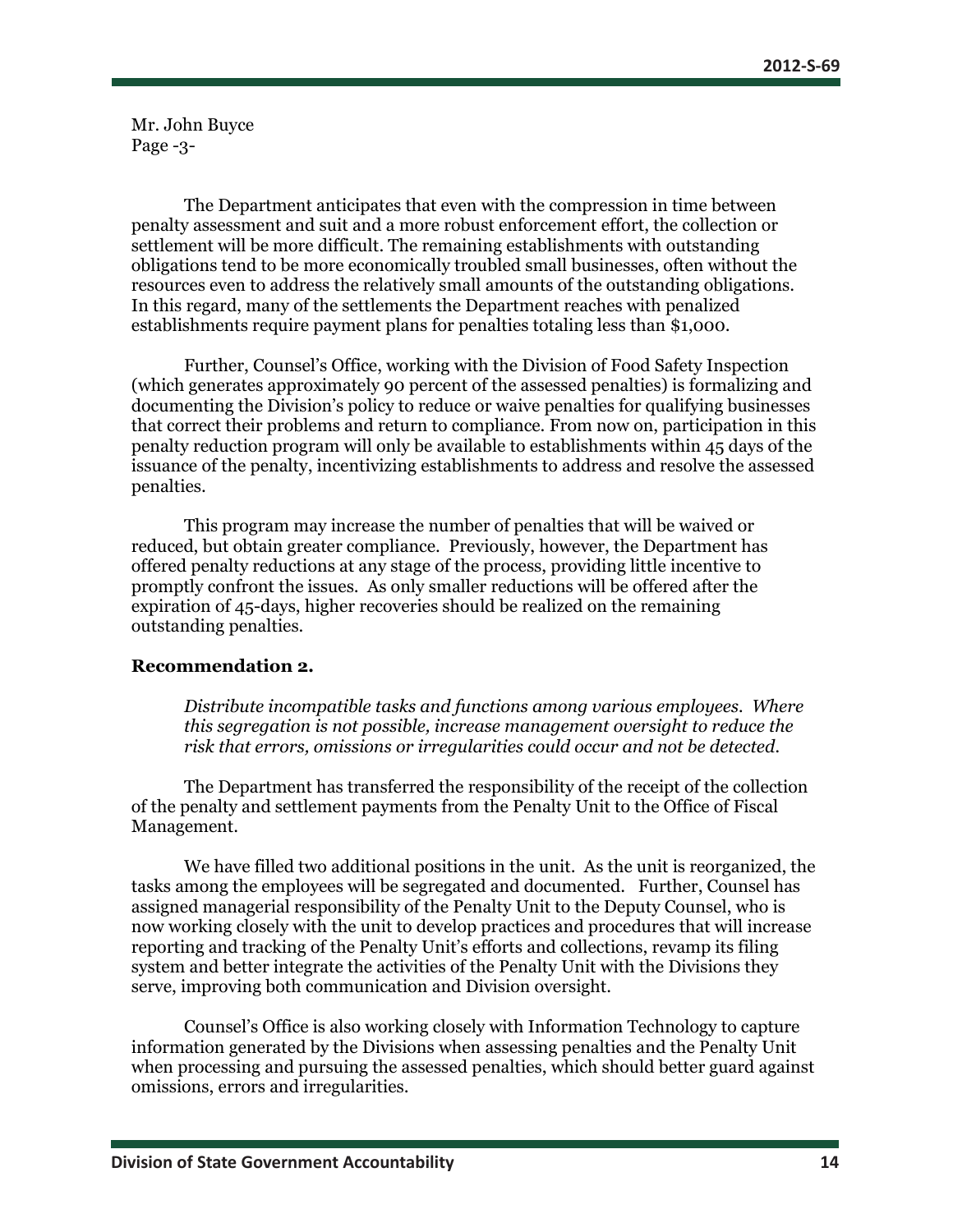Mr. John Buyce
Page -3-

The Department anticipates that even with the compression in time between penalty assessment and suit and a more robust enforcement effort, the collection or settlement will be more difficult. The remaining establishments with outstanding obligations tend to be more economically troubled small businesses, often without the resources even to address the relatively small amounts of the outstanding obligations. In this regard, many of the settlements the Department reaches with penalized establishments require payment plans for penalties totaling less than $1,000.

Further, Counsel's Office, working with the Division of Food Safety Inspection (which generates approximately 90 percent of the assessed penalties) is formalizing and documenting the Division's policy to reduce or waive penalties for qualifying businesses that correct their problems and return to compliance. From now on, participation in this penalty reduction program will only be available to establishments within 45 days of the issuance of the penalty, incentivizing establishments to address and resolve the assessed penalties.

This program may increase the number of penalties that will be waived or reduced, but obtain greater compliance. Previously, however, the Department has offered penalty reductions at any stage of the process, providing little incentive to promptly confront the issues. As only smaller reductions will be offered after the expiration of 45-days, higher recoveries should be realized on the remaining outstanding penalties.

**Recommendation 2.**

*Distribute incompatible tasks and functions among various employees. Where this segregation is not possible, increase management oversight to reduce the risk that errors, omissions or irregularities could occur and not be detected.*

The Department has transferred the responsibility of the receipt of the collection of the penalty and settlement payments from the Penalty Unit to the Office of Fiscal Management.

We have filled two additional positions in the unit. As the unit is reorganized, the tasks among the employees will be segregated and documented. Further, Counsel has assigned managerial responsibility of the Penalty Unit to the Deputy Counsel, who is now working closely with the unit to develop practices and procedures that will increase reporting and tracking of the Penalty Unit's efforts and collections, revamp its filing system and better integrate the activities of the Penalty Unit with the Divisions they serve, improving both communication and Division oversight.

Counsel's Office is also working closely with Information Technology to capture information generated by the Divisions when assessing penalties and the Penalty Unit when processing and pursuing the assessed penalties, which should better guard against omissions, errors and irregularities.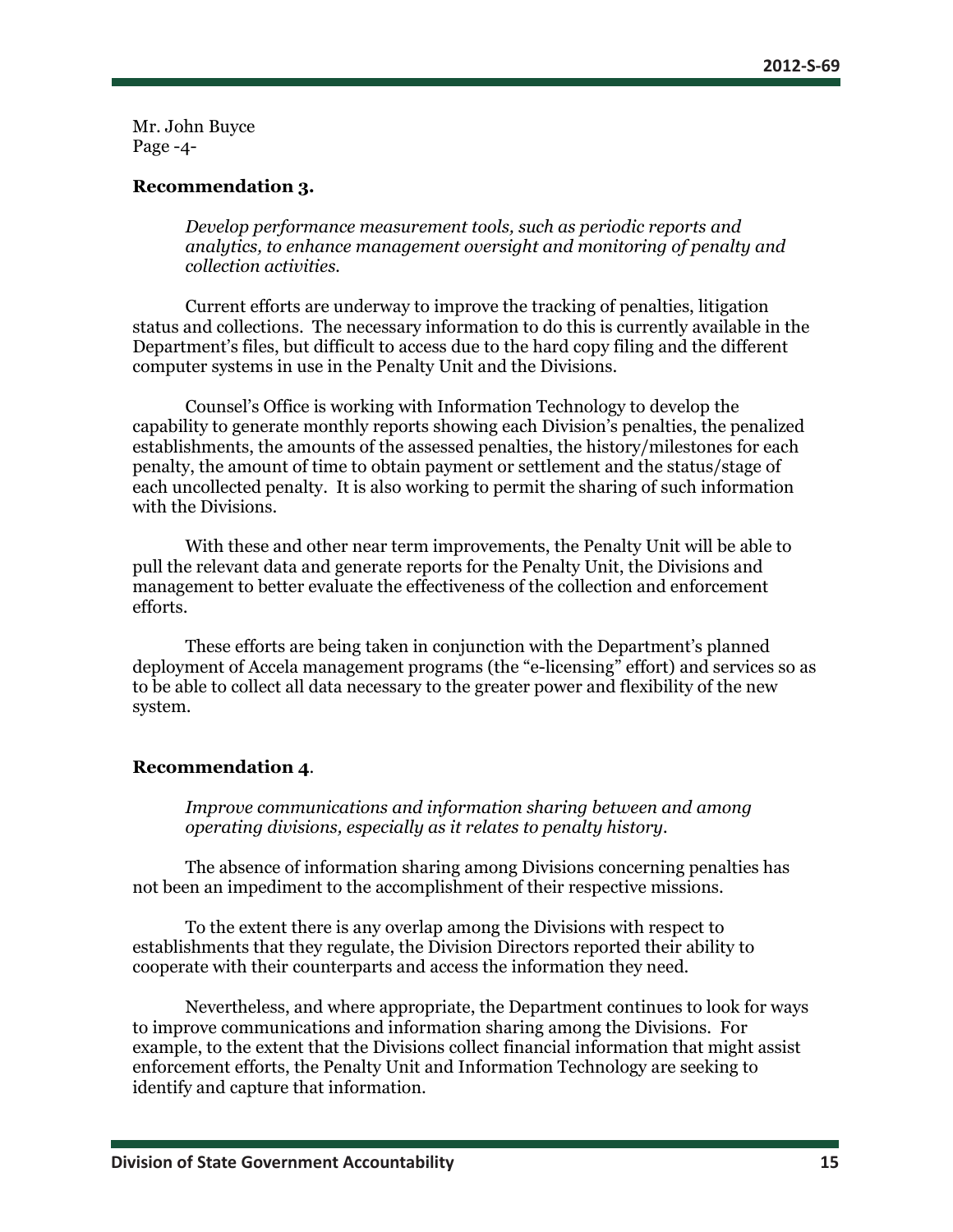Mr. John Buyce
Page -4-

**Recommendation 3.**

*Develop performance measurement tools, such as periodic reports and analytics, to enhance management oversight and monitoring of penalty and collection activities.*

Current efforts are underway to improve the tracking of penalties, litigation status and collections. The necessary information to do this is currently available in the Department's files, but difficult to access due to the hard copy filing and the different computer systems in use in the Penalty Unit and the Divisions.

Counsel's Office is working with Information Technology to develop the capability to generate monthly reports showing each Division's penalties, the penalized establishments, the amounts of the assessed penalties, the history/milestones for each penalty, the amount of time to obtain payment or settlement and the status/stage of each uncollected penalty. It is also working to permit the sharing of such information with the Divisions.

With these and other near term improvements, the Penalty Unit will be able to pull the relevant data and generate reports for the Penalty Unit, the Divisions and management to better evaluate the effectiveness of the collection and enforcement efforts.

These efforts are being taken in conjunction with the Department's planned deployment of Accela management programs (the "e-licensing" effort) and services so as to be able to collect all data necessary to the greater power and flexibility of the new system.

**Recommendation 4**.

*Improve communications and information sharing between and among operating divisions, especially as it relates to penalty history.*

The absence of information sharing among Divisions concerning penalties has not been an impediment to the accomplishment of their respective missions.

To the extent there is any overlap among the Divisions with respect to establishments that they regulate, the Division Directors reported their ability to cooperate with their counterparts and access the information they need.

Nevertheless, and where appropriate, the Department continues to look for ways to improve communications and information sharing among the Divisions. For example, to the extent that the Divisions collect financial information that might assist enforcement efforts, the Penalty Unit and Information Technology are seeking to identify and capture that information.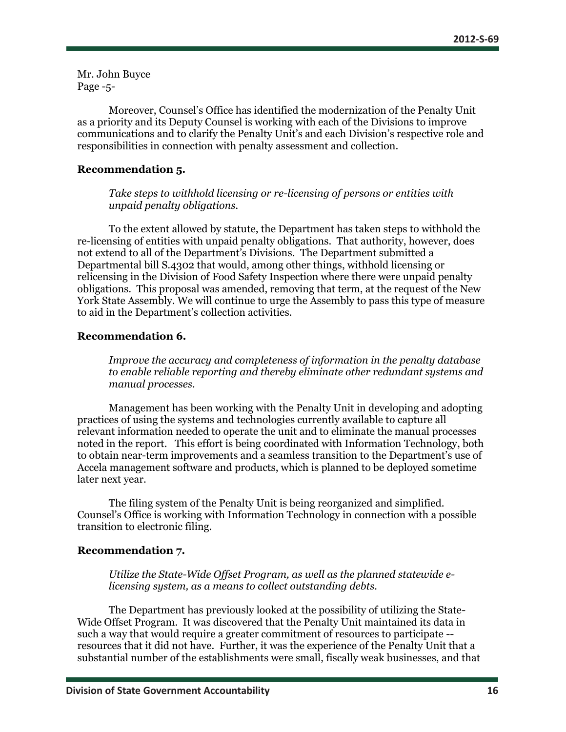Mr. John Buyce
Page -5-

Moreover, Counsel's Office has identified the modernization of the Penalty Unit as a priority and its Deputy Counsel is working with each of the Divisions to improve communications and to clarify the Penalty Unit's and each Division's respective role and responsibilities in connection with penalty assessment and collection.

**Recommendation 5.**

*Take steps to withhold licensing or re-licensing of persons or entities with unpaid penalty obligations.*

To the extent allowed by statute, the Department has taken steps to withhold the re-licensing of entities with unpaid penalty obligations. That authority, however, does not extend to all of the Department's Divisions. The Department submitted a Departmental bill S.4302 that would, among other things, withhold licensing or relicensing in the Division of Food Safety Inspection where there were unpaid penalty obligations. This proposal was amended, removing that term, at the request of the New York State Assembly. We will continue to urge the Assembly to pass this type of measure to aid in the Department's collection activities.

**Recommendation 6.**

*Improve the accuracy and completeness of information in the penalty database to enable reliable reporting and thereby eliminate other redundant systems and manual processes.*

Management has been working with the Penalty Unit in developing and adopting practices of using the systems and technologies currently available to capture all relevant information needed to operate the unit and to eliminate the manual processes noted in the report. This effort is being coordinated with Information Technology, both to obtain near-term improvements and a seamless transition to the Department's use of Accela management software and products, which is planned to be deployed sometime later next year.

The filing system of the Penalty Unit is being reorganized and simplified. Counsel's Office is working with Information Technology in connection with a possible transition to electronic filing.

**Recommendation 7.**

*Utilize the State-Wide Offset Program, as well as the planned statewide e-licensing system, as a means to collect outstanding debts.*

The Department has previously looked at the possibility of utilizing the State-Wide Offset Program. It was discovered that the Penalty Unit maintained its data in such a way that would require a greater commitment of resources to participate -- resources that it did not have. Further, it was the experience of the Penalty Unit that a substantial number of the establishments were small, fiscally weak businesses, and that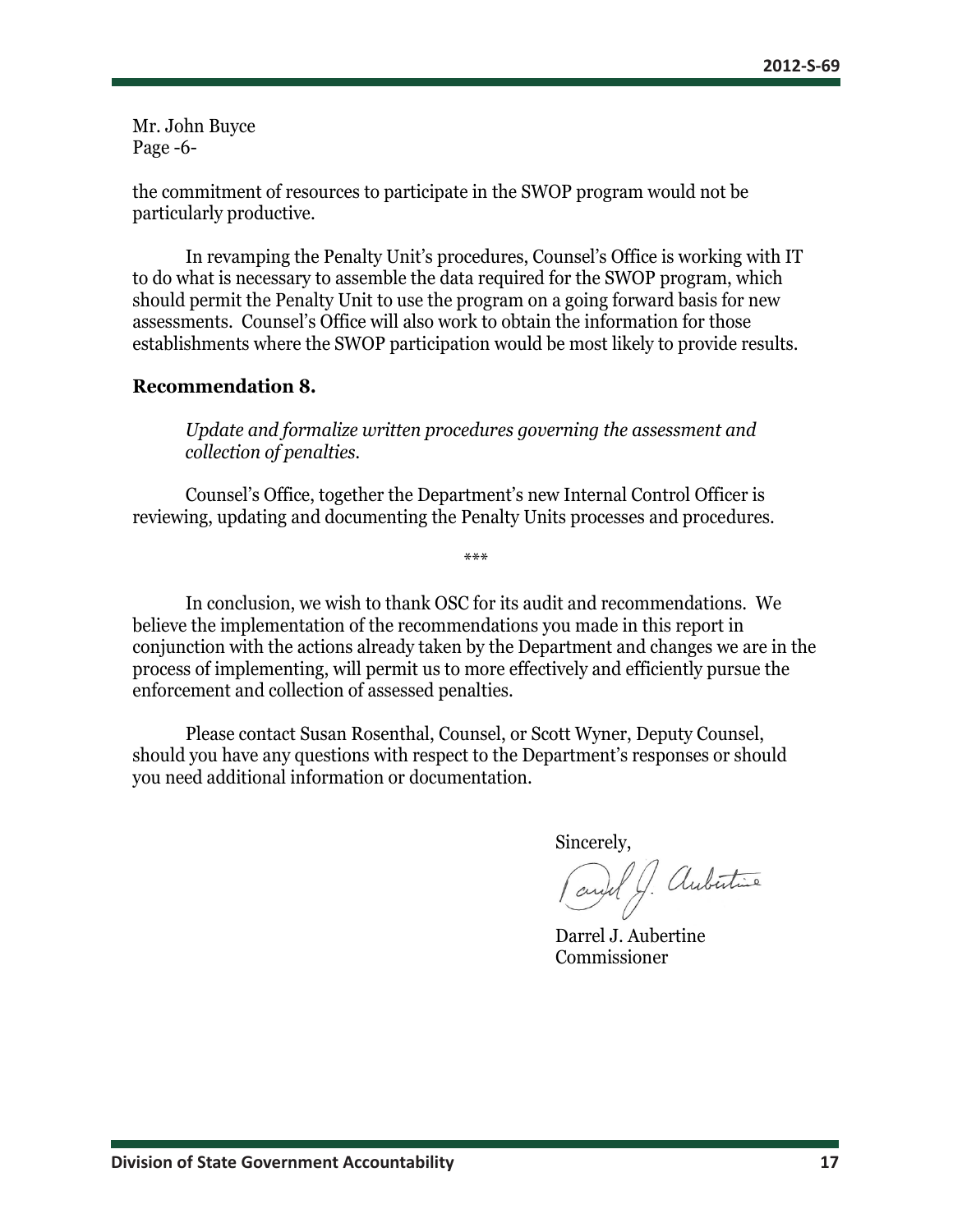Mr. John Buyce
Page -6-

the commitment of resources to participate in the SWOP program would not be particularly productive.

In revamping the Penalty Unit's procedures, Counsel's Office is working with IT to do what is necessary to assemble the data required for the SWOP program, which should permit the Penalty Unit to use the program on a going forward basis for new assessments. Counsel's Office will also work to obtain the information for those establishments where the SWOP participation would be most likely to provide results.

**Recommendation 8.**

*Update and formalize written procedures governing the assessment and collection of penalties.*

Counsel's Office, together the Department's new Internal Control Officer is reviewing, updating and documenting the Penalty Units processes and procedures.

***

In conclusion, we wish to thank OSC for its audit and recommendations. We believe the implementation of the recommendations you made in this report in conjunction with the actions already taken by the Department and changes we are in the process of implementing, will permit us to more effectively and efficiently pursue the enforcement and collection of assessed penalties.

Please contact Susan Rosenthal, Counsel, or Scott Wyner, Deputy Counsel, should you have any questions with respect to the Department's responses or should you need additional information or documentation.

Sincerely,

Darrel J. Aubertine
Commissioner